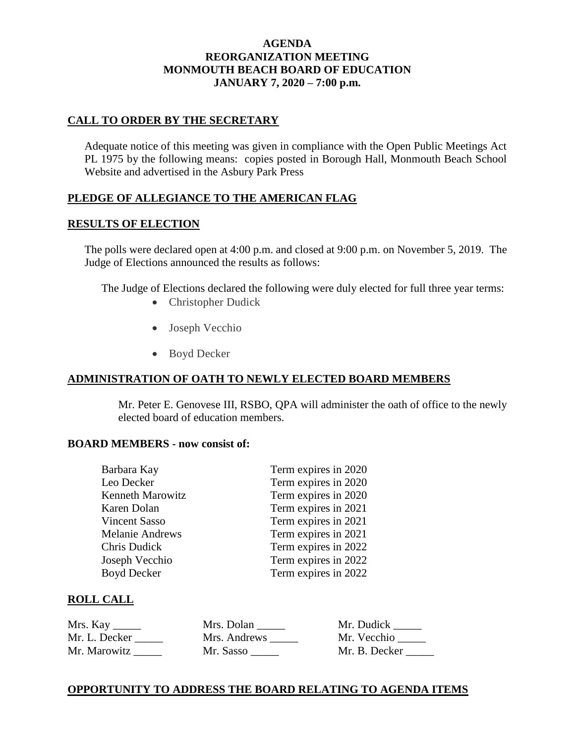# AGENDA
# REORGANIZATION MEETING
# MONMOUTH BEACH BOARD OF EDUCATION
# JANUARY 7, 2020 – 7:00 p.m.

## CALL TO ORDER BY THE SECRETARY

Adequate notice of this meeting was given in compliance with the Open Public Meetings Act PL 1975 by the following means: copies posted in Borough Hall, Monmouth Beach School Website and advertised in the Asbury Park Press

## PLEDGE OF ALLEGIANCE TO THE AMERICAN FLAG

## RESULTS OF ELECTION

The polls were declared open at 4:00 p.m. and closed at 9:00 p.m. on November 5, 2019. The Judge of Elections announced the results as follows:

The Judge of Elections declared the following were duly elected for full three year terms:

- Christopher Dudick
- Joseph Vecchio
- Boyd Decker

## ADMINISTRATION OF OATH TO NEWLY ELECTED BOARD MEMBERS

Mr. Peter E. Genovese III, RSBO, QPA will administer the oath of office to the newly elected board of education members.

**BOARD MEMBERS - now consist of:**

| | |
|---|---|
| Barbara Kay | Term expires in 2020 |
| Leo Decker | Term expires in 2020 |
| Kenneth Marowitz | Term expires in 2020 |
| Karen Dolan | Term expires in 2021 |
| Vincent Sasso | Term expires in 2021 |
| Melanie Andrews | Term expires in 2021 |
| Chris Dudick | Term expires in 2022 |
| Joseph Vecchio | Term expires in 2022 |
| Boyd Decker | Term expires in 2022 |

## ROLL CALL

| | | |
|---|---|---|
| Mrs. Kay _____ | Mrs. Dolan _____ | Mr. Dudick _____ |
| Mr. L. Decker _____ | Mrs. Andrews _____ | Mr. Vecchio _____ |
| Mr. Marowitz _____ | Mr. Sasso _____ | Mr. B. Decker _____ |

## OPPORTUNITY TO ADDRESS THE BOARD RELATING TO AGENDA ITEMS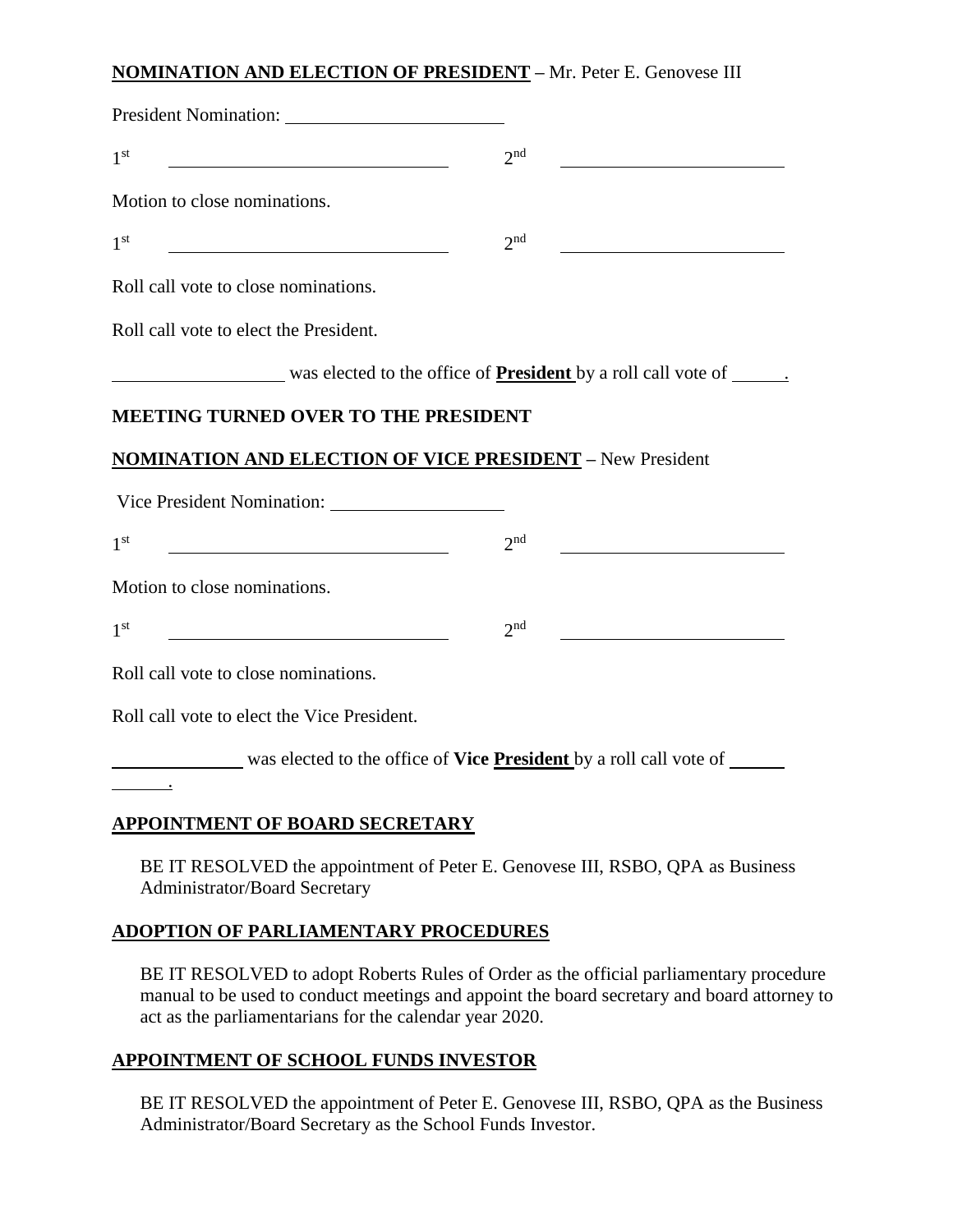**NOMINATION AND ELECTION OF PRESIDENT** – Mr. Peter E. Genovese III

President Nomination: ______________________

1st ______________________________ 2nd ______________________

Motion to close nominations.

1st ______________________________ 2nd ______________________

Roll call vote to close nominations.

Roll call vote to elect the President.

_________________ was elected to the office of **President** by a roll call vote of _____.

**MEETING TURNED OVER TO THE PRESIDENT**

**NOMINATION AND ELECTION OF VICE PRESIDENT** – New President

Vice President Nomination: __________________

1st ______________________________ 2nd ______________________

Motion to close nominations.

1st ______________________________ 2nd ______________________

Roll call vote to close nominations.

Roll call vote to elect the Vice President.

_____________ was elected to the office of **Vice President** by a roll call vote of ______ ______.

**APPOINTMENT OF BOARD SECRETARY**

BE IT RESOLVED the appointment of Peter E. Genovese III, RSBO, QPA as Business Administrator/Board Secretary

**ADOPTION OF PARLIAMENTARY PROCEDURES**

BE IT RESOLVED to adopt Roberts Rules of Order as the official parliamentary procedure manual to be used to conduct meetings and appoint the board secretary and board attorney to act as the parliamentarians for the calendar year 2020.

**APPOINTMENT OF SCHOOL FUNDS INVESTOR**

BE IT RESOLVED the appointment of Peter E. Genovese III, RSBO, QPA as the Business Administrator/Board Secretary as the School Funds Investor.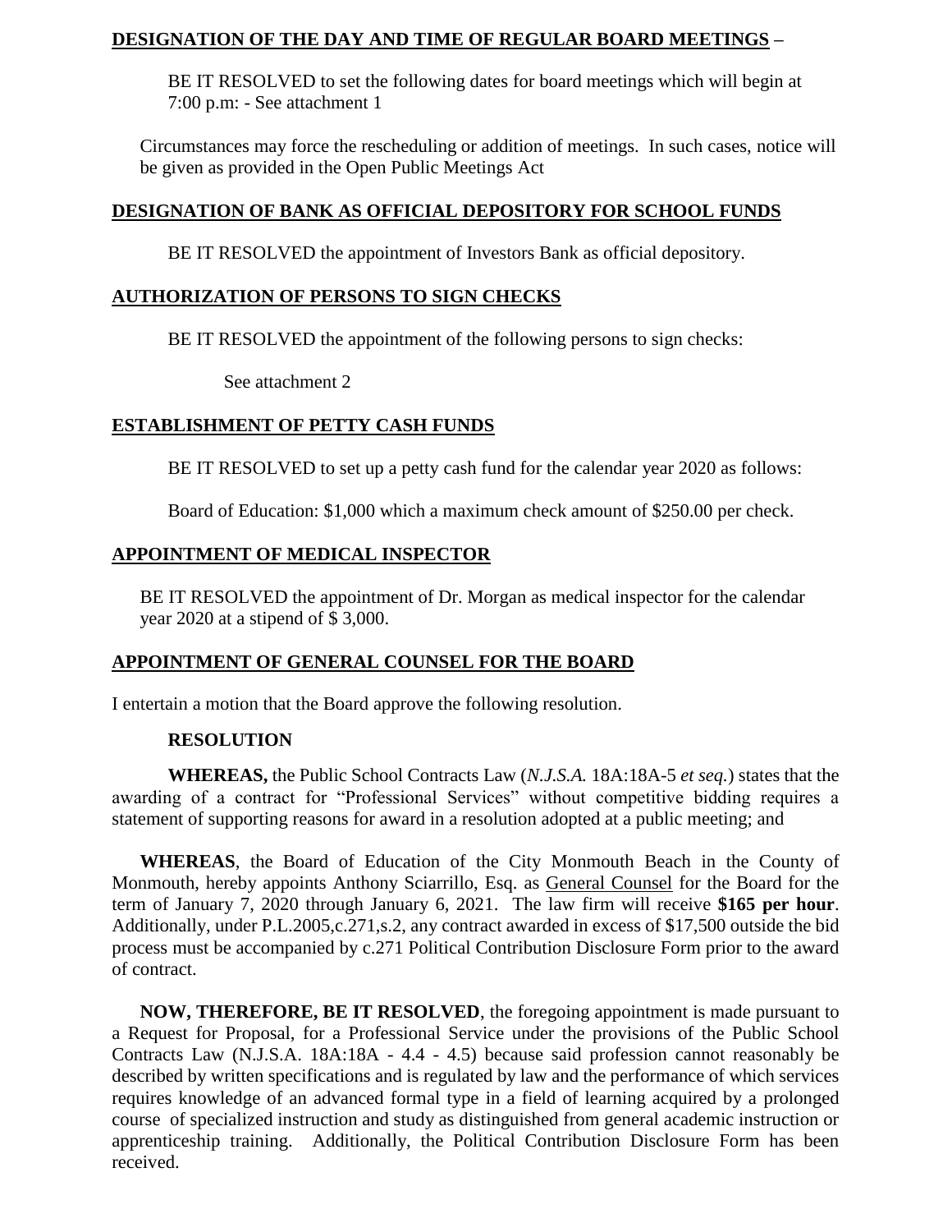## <u>DESIGNATION OF THE DAY AND TIME OF REGULAR BOARD MEETINGS</u> –

BE IT RESOLVED to set the following dates for board meetings which will begin at 7:00 p.m: - See attachment 1

Circumstances may force the rescheduling or addition of meetings. In such cases, notice will be given as provided in the Open Public Meetings Act

## <u>DESIGNATION OF BANK AS OFFICIAL DEPOSITORY FOR SCHOOL FUNDS</u>

BE IT RESOLVED the appointment of Investors Bank as official depository.

## <u>AUTHORIZATION OF PERSONS TO SIGN CHECKS</u>

BE IT RESOLVED the appointment of the following persons to sign checks:

See attachment 2

## <u>ESTABLISHMENT OF PETTY CASH FUNDS</u>

BE IT RESOLVED to set up a petty cash fund for the calendar year 2020 as follows:

Board of Education: $1,000 which a maximum check amount of $250.00 per check.

## <u>APPOINTMENT OF MEDICAL INSPECTOR</u>

BE IT RESOLVED the appointment of Dr. Morgan as medical inspector for the calendar year 2020 at a stipend of $ 3,000.

## <u>APPOINTMENT OF GENERAL COUNSEL FOR THE BOARD</u>

I entertain a motion that the Board approve the following resolution.

**RESOLUTION**

**WHEREAS,** the Public School Contracts Law (*N.J.S.A.* 18A:18A-5 *et seq.*) states that the awarding of a contract for "Professional Services" without competitive bidding requires a statement of supporting reasons for award in a resolution adopted at a public meeting; and

**WHEREAS**, the Board of Education of the City Monmouth Beach in the County of Monmouth, hereby appoints Anthony Sciarrillo, Esq. as <u>General Counsel</u> for the Board for the term of January 7, 2020 through January 6, 2021. The law firm will receive **$165 per hour**. Additionally, under P.L.2005,c.271,s.2, any contract awarded in excess of $17,500 outside the bid process must be accompanied by c.271 Political Contribution Disclosure Form prior to the award of contract.

**NOW, THEREFORE, BE IT RESOLVED**, the foregoing appointment is made pursuant to a Request for Proposal, for a Professional Service under the provisions of the Public School Contracts Law (N.J.S.A. 18A:18A - 4.4 - 4.5) because said profession cannot reasonably be described by written specifications and is regulated by law and the performance of which services requires knowledge of an advanced formal type in a field of learning acquired by a prolonged course of specialized instruction and study as distinguished from general academic instruction or apprenticeship training. Additionally, the Political Contribution Disclosure Form has been received.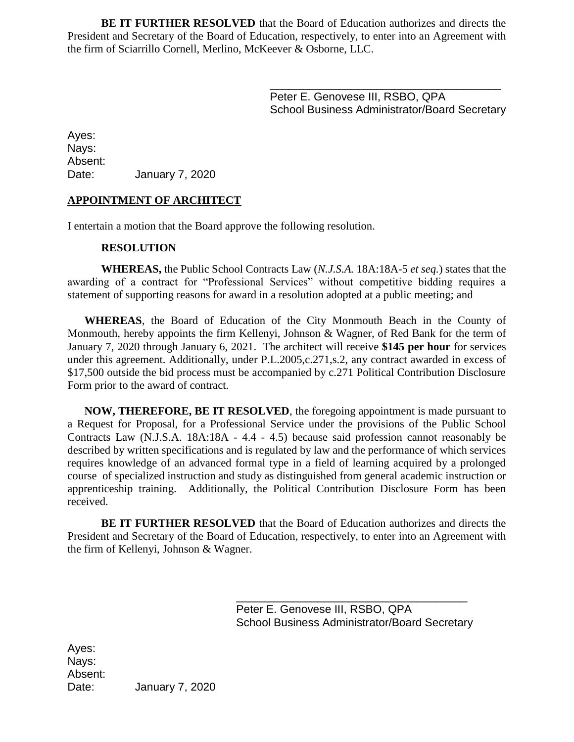**BE IT FURTHER RESOLVED** that the Board of Education authorizes and directs the President and Secretary of the Board of Education, respectively, to enter into an Agreement with the firm of Sciarrillo Cornell, Merlino, McKeever & Osborne, LLC.

\_\_\_\_\_\_\_\_\_\_\_\_\_\_\_\_\_\_\_\_\_\_\_\_\_\_\_\_\_\_\_\_\_\_\_\_\_\_
Peter E. Genovese III, RSBO, QPA
School Business Administrator/Board Secretary

Ayes:
Nays:
Absent:
Date: January 7, 2020

## APPOINTMENT OF ARCHITECT

I entertain a motion that the Board approve the following resolution.

**RESOLUTION**

**WHEREAS,** the Public School Contracts Law (*N.J.S.A.* 18A:18A-5 *et seq.*) states that the awarding of a contract for "Professional Services" without competitive bidding requires a statement of supporting reasons for award in a resolution adopted at a public meeting; and

**WHEREAS**, the Board of Education of the City Monmouth Beach in the County of Monmouth, hereby appoints the firm Kellenyi, Johnson & Wagner, of Red Bank for the term of January 7, 2020 through January 6, 2021. The architect will receive **$145 per hour** for services under this agreement. Additionally, under P.L.2005,c.271,s.2, any contract awarded in excess of $17,500 outside the bid process must be accompanied by c.271 Political Contribution Disclosure Form prior to the award of contract.

**NOW, THEREFORE, BE IT RESOLVED**, the foregoing appointment is made pursuant to a Request for Proposal, for a Professional Service under the provisions of the Public School Contracts Law (N.J.S.A. 18A:18A - 4.4 - 4.5) because said profession cannot reasonably be described by written specifications and is regulated by law and the performance of which services requires knowledge of an advanced formal type in a field of learning acquired by a prolonged course of specialized instruction and study as distinguished from general academic instruction or apprenticeship training. Additionally, the Political Contribution Disclosure Form has been received.

**BE IT FURTHER RESOLVED** that the Board of Education authorizes and directs the President and Secretary of the Board of Education, respectively, to enter into an Agreement with the firm of Kellenyi, Johnson & Wagner.

\_\_\_\_\_\_\_\_\_\_\_\_\_\_\_\_\_\_\_\_\_\_\_\_\_\_\_\_\_\_\_\_\_\_\_\_\_\_
Peter E. Genovese III, RSBO, QPA
School Business Administrator/Board Secretary

Ayes:
Nays:
Absent:
Date: January 7, 2020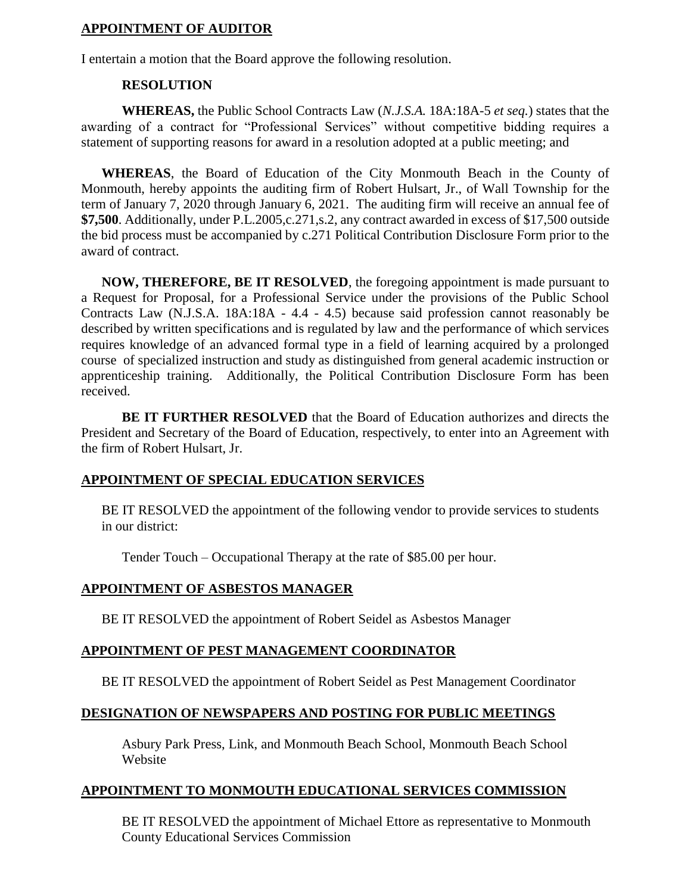## APPOINTMENT OF AUDITOR

I entertain a motion that the Board approve the following resolution.

### RESOLUTION

**WHEREAS,** the Public School Contracts Law (*N.J.S.A.* 18A:18A-5 *et seq.*) states that the awarding of a contract for "Professional Services" without competitive bidding requires a statement of supporting reasons for award in a resolution adopted at a public meeting; and

**WHEREAS**, the Board of Education of the City Monmouth Beach in the County of Monmouth, hereby appoints the auditing firm of Robert Hulsart, Jr., of Wall Township for the term of January 7, 2020 through January 6, 2021. The auditing firm will receive an annual fee of **$7,500**. Additionally, under P.L.2005,c.271,s.2, any contract awarded in excess of $17,500 outside the bid process must be accompanied by c.271 Political Contribution Disclosure Form prior to the award of contract.

**NOW, THEREFORE, BE IT RESOLVED**, the foregoing appointment is made pursuant to a Request for Proposal, for a Professional Service under the provisions of the Public School Contracts Law (N.J.S.A. 18A:18A - 4.4 - 4.5) because said profession cannot reasonably be described by written specifications and is regulated by law and the performance of which services requires knowledge of an advanced formal type in a field of learning acquired by a prolonged course of specialized instruction and study as distinguished from general academic instruction or apprenticeship training. Additionally, the Political Contribution Disclosure Form has been received.

**BE IT FURTHER RESOLVED** that the Board of Education authorizes and directs the President and Secretary of the Board of Education, respectively, to enter into an Agreement with the firm of Robert Hulsart, Jr.

## APPOINTMENT OF SPECIAL EDUCATION SERVICES

BE IT RESOLVED the appointment of the following vendor to provide services to students in our district:

Tender Touch – Occupational Therapy at the rate of $85.00 per hour.

## APPOINTMENT OF ASBESTOS MANAGER

BE IT RESOLVED the appointment of Robert Seidel as Asbestos Manager

## APPOINTMENT OF PEST MANAGEMENT COORDINATOR

BE IT RESOLVED the appointment of Robert Seidel as Pest Management Coordinator

## DESIGNATION OF NEWSPAPERS AND POSTING FOR PUBLIC MEETINGS

Asbury Park Press, Link, and Monmouth Beach School, Monmouth Beach School Website

## APPOINTMENT TO MONMOUTH EDUCATIONAL SERVICES COMMISSION

BE IT RESOLVED the appointment of Michael Ettore as representative to Monmouth County Educational Services Commission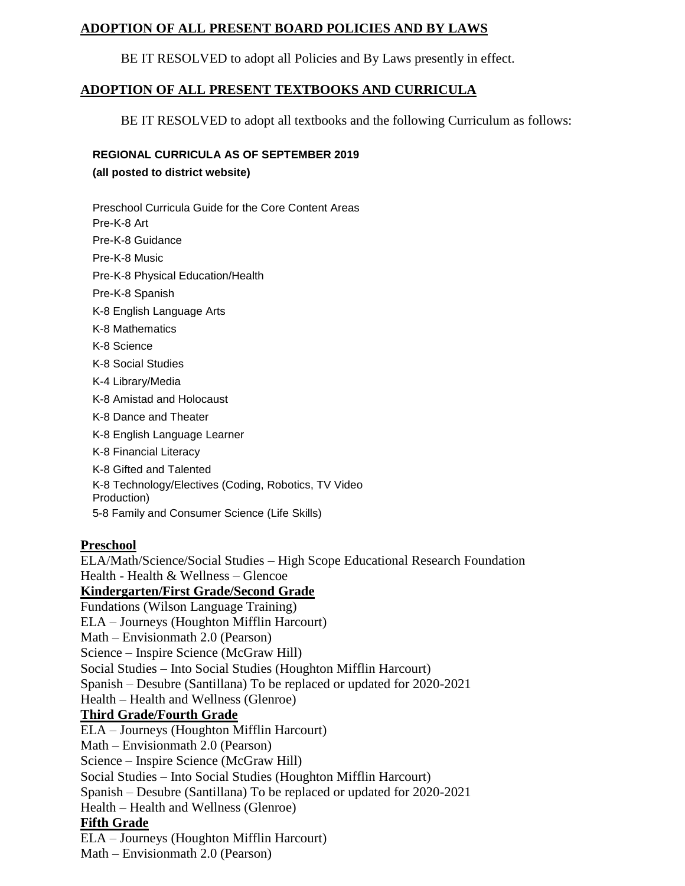## ADOPTION OF ALL PRESENT BOARD POLICIES AND BY LAWS

BE IT RESOLVED to adopt all Policies and By Laws presently in effect.

## ADOPTION OF ALL PRESENT TEXTBOOKS AND CURRICULA

BE IT RESOLVED to adopt all textbooks and the following Curriculum as follows:

**REGIONAL CURRICULA AS OF SEPTEMBER 2019**
**(all posted to district website)**

Preschool Curricula Guide for the Core Content Areas
Pre-K-8 Art
Pre-K-8 Guidance
Pre-K-8 Music
Pre-K-8 Physical Education/Health
Pre-K-8 Spanish
K-8 English Language Arts
K-8 Mathematics
K-8 Science
K-8 Social Studies
K-4 Library/Media
K-8 Amistad and Holocaust
K-8 Dance and Theater
K-8 English Language Learner
K-8 Financial Literacy
K-8 Gifted and Talented
K-8 Technology/Electives (Coding, Robotics, TV Video Production)
5-8 Family and Consumer Science (Life Skills)

**Preschool**
ELA/Math/Science/Social Studies – High Scope Educational Research Foundation
Health - Health & Wellness – Glencoe

**Kindergarten/First Grade/Second Grade**
Fundations (Wilson Language Training)
ELA – Journeys (Houghton Mifflin Harcourt)
Math – Envisionmath 2.0 (Pearson)
Science – Inspire Science (McGraw Hill)
Social Studies – Into Social Studies (Houghton Mifflin Harcourt)
Spanish – Desubre (Santillana) To be replaced or updated for 2020-2021
Health – Health and Wellness (Glenroe)

**Third Grade/Fourth Grade**
ELA – Journeys (Houghton Mifflin Harcourt)
Math – Envisionmath 2.0 (Pearson)
Science – Inspire Science (McGraw Hill)
Social Studies – Into Social Studies (Houghton Mifflin Harcourt)
Spanish – Desubre (Santillana) To be replaced or updated for 2020-2021
Health – Health and Wellness (Glenroe)

**Fifth Grade**
ELA – Journeys (Houghton Mifflin Harcourt)
Math – Envisionmath 2.0 (Pearson)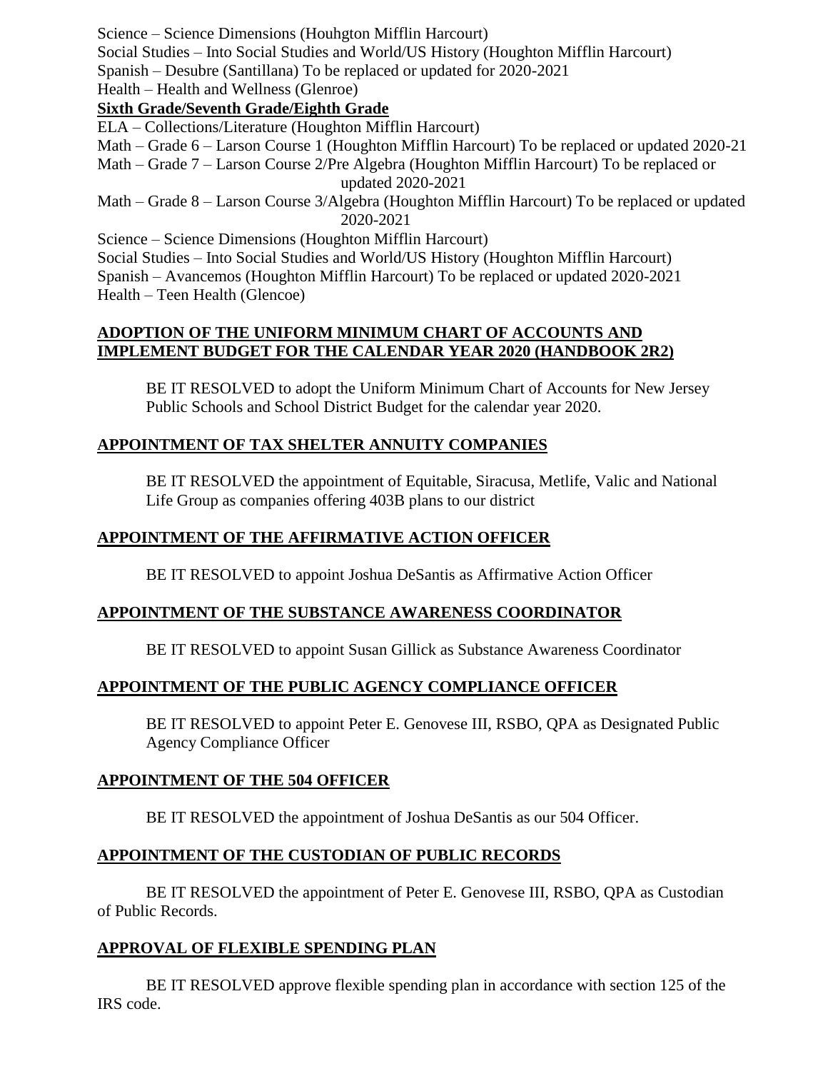Science – Science Dimensions (Houhgton Mifflin Harcourt)
Social Studies – Into Social Studies and World/US History (Houghton Mifflin Harcourt)
Spanish – Desubre (Santillana) To be replaced or updated for 2020-2021
Health – Health and Wellness (Glenroe)

**Sixth Grade/Seventh Grade/Eighth Grade**

ELA – Collections/Literature (Houghton Mifflin Harcourt)
Math – Grade 6 – Larson Course 1 (Houghton Mifflin Harcourt) To be replaced or updated 2020-21
Math – Grade 7 – Larson Course 2/Pre Algebra (Houghton Mifflin Harcourt) To be replaced or updated 2020-2021
Math – Grade 8 – Larson Course 3/Algebra (Houghton Mifflin Harcourt) To be replaced or updated 2020-2021
Science – Science Dimensions (Houghton Mifflin Harcourt)
Social Studies – Into Social Studies and World/US History (Houghton Mifflin Harcourt)
Spanish – Avancemos (Houghton Mifflin Harcourt) To be replaced or updated 2020-2021
Health – Teen Health (Glencoe)

## ADOPTION OF THE UNIFORM MINIMUM CHART OF ACCOUNTS AND IMPLEMENT BUDGET FOR THE CALENDAR YEAR 2020 (HANDBOOK 2R2)

BE IT RESOLVED to adopt the Uniform Minimum Chart of Accounts for New Jersey Public Schools and School District Budget for the calendar year 2020.

## APPOINTMENT OF TAX SHELTER ANNUITY COMPANIES

BE IT RESOLVED the appointment of Equitable, Siracusa, Metlife, Valic and National Life Group as companies offering 403B plans to our district

## APPOINTMENT OF THE AFFIRMATIVE ACTION OFFICER

BE IT RESOLVED to appoint Joshua DeSantis as Affirmative Action Officer

## APPOINTMENT OF THE SUBSTANCE AWARENESS COORDINATOR

BE IT RESOLVED to appoint Susan Gillick as Substance Awareness Coordinator

## APPOINTMENT OF THE PUBLIC AGENCY COMPLIANCE OFFICER

BE IT RESOLVED to appoint Peter E. Genovese III, RSBO, QPA as Designated Public Agency Compliance Officer

## APPOINTMENT OF THE 504 OFFICER

BE IT RESOLVED the appointment of Joshua DeSantis as our 504 Officer.

## APPOINTMENT OF THE CUSTODIAN OF PUBLIC RECORDS

BE IT RESOLVED the appointment of Peter E. Genovese III, RSBO, QPA as Custodian of Public Records.

## APPROVAL OF FLEXIBLE SPENDING PLAN

BE IT RESOLVED approve flexible spending plan in accordance with section 125 of the IRS code.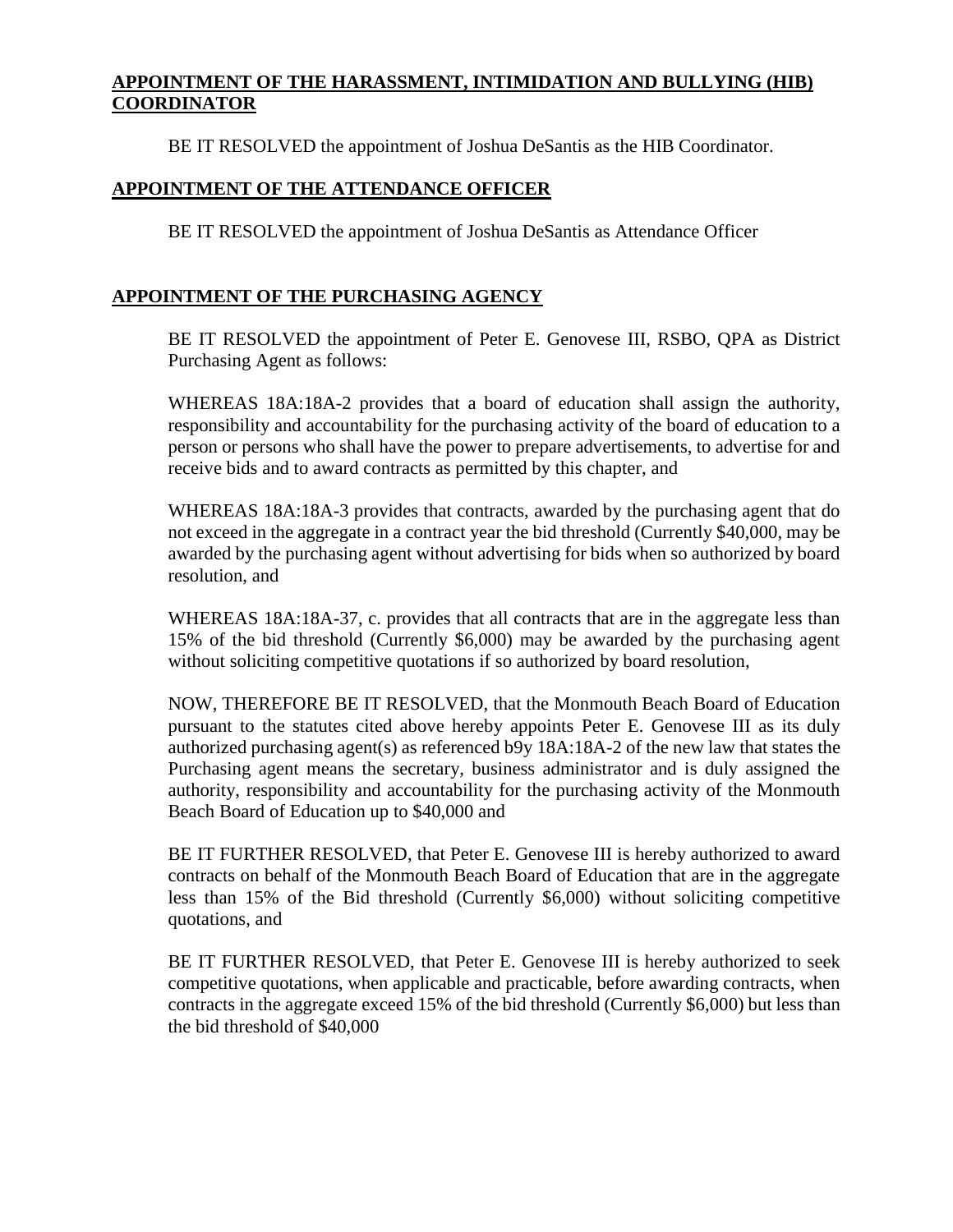**APPOINTMENT OF THE HARASSMENT, INTIMIDATION AND BULLYING (HIB) COORDINATOR**

BE IT RESOLVED the appointment of Joshua DeSantis as the HIB Coordinator.

**APPOINTMENT OF THE ATTENDANCE OFFICER**

BE IT RESOLVED the appointment of Joshua DeSantis as Attendance Officer

**APPOINTMENT OF THE PURCHASING AGENCY**

BE IT RESOLVED the appointment of Peter E. Genovese III, RSBO, QPA as District Purchasing Agent as follows:

WHEREAS 18A:18A-2 provides that a board of education shall assign the authority, responsibility and accountability for the purchasing activity of the board of education to a person or persons who shall have the power to prepare advertisements, to advertise for and receive bids and to award contracts as permitted by this chapter, and

WHEREAS 18A:18A-3 provides that contracts, awarded by the purchasing agent that do not exceed in the aggregate in a contract year the bid threshold (Currently $40,000, may be awarded by the purchasing agent without advertising for bids when so authorized by board resolution, and

WHEREAS 18A:18A-37, c. provides that all contracts that are in the aggregate less than 15% of the bid threshold (Currently $6,000) may be awarded by the purchasing agent without soliciting competitive quotations if so authorized by board resolution,

NOW, THEREFORE BE IT RESOLVED, that the Monmouth Beach Board of Education pursuant to the statutes cited above hereby appoints Peter E. Genovese III as its duly authorized purchasing agent(s) as referenced b9y 18A:18A-2 of the new law that states the Purchasing agent means the secretary, business administrator and is duly assigned the authority, responsibility and accountability for the purchasing activity of the Monmouth Beach Board of Education up to $40,000 and

BE IT FURTHER RESOLVED, that Peter E. Genovese III is hereby authorized to award contracts on behalf of the Monmouth Beach Board of Education that are in the aggregate less than 15% of the Bid threshold (Currently $6,000) without soliciting competitive quotations, and

BE IT FURTHER RESOLVED, that Peter E. Genovese III is hereby authorized to seek competitive quotations, when applicable and practicable, before awarding contracts, when contracts in the aggregate exceed 15% of the bid threshold (Currently $6,000) but less than the bid threshold of $40,000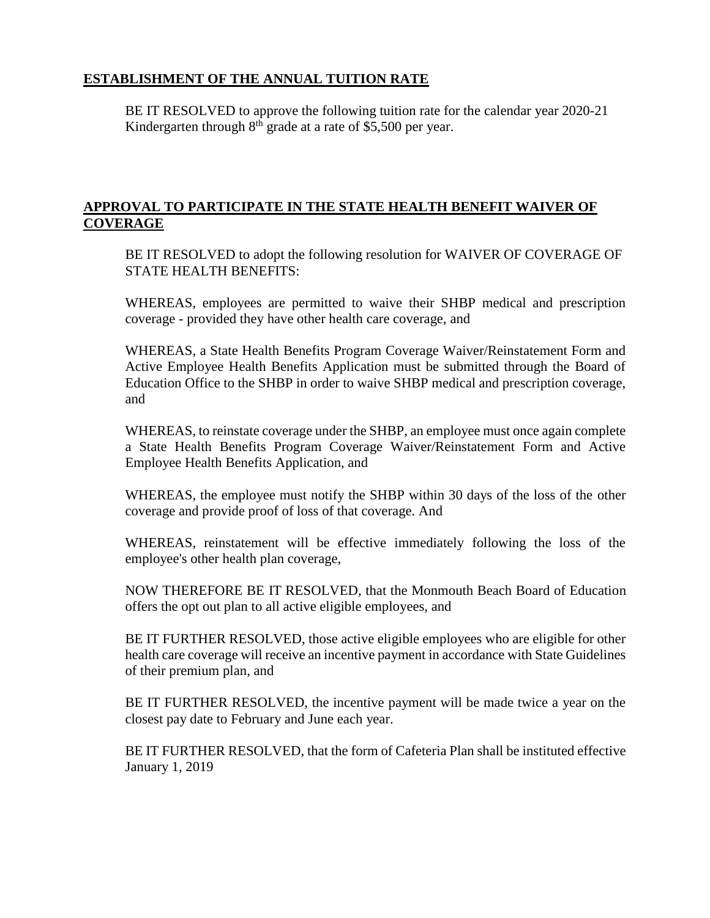## **ESTABLISHMENT OF THE ANNUAL TUITION RATE**

BE IT RESOLVED to approve the following tuition rate for the calendar year 2020-21 Kindergarten through 8th grade at a rate of $5,500 per year.

## **APPROVAL TO PARTICIPATE IN THE STATE HEALTH BENEFIT WAIVER OF COVERAGE**

BE IT RESOLVED to adopt the following resolution for WAIVER OF COVERAGE OF STATE HEALTH BENEFITS:

WHEREAS, employees are permitted to waive their SHBP medical and prescription coverage - provided they have other health care coverage, and

WHEREAS, a State Health Benefits Program Coverage Waiver/Reinstatement Form and Active Employee Health Benefits Application must be submitted through the Board of Education Office to the SHBP in order to waive SHBP medical and prescription coverage, and

WHEREAS, to reinstate coverage under the SHBP, an employee must once again complete a State Health Benefits Program Coverage Waiver/Reinstatement Form and Active Employee Health Benefits Application, and

WHEREAS, the employee must notify the SHBP within 30 days of the loss of the other coverage and provide proof of loss of that coverage. And

WHEREAS, reinstatement will be effective immediately following the loss of the employee's other health plan coverage,

NOW THEREFORE BE IT RESOLVED, that the Monmouth Beach Board of Education offers the opt out plan to all active eligible employees, and

BE IT FURTHER RESOLVED, those active eligible employees who are eligible for other health care coverage will receive an incentive payment in accordance with State Guidelines of their premium plan, and

BE IT FURTHER RESOLVED, the incentive payment will be made twice a year on the closest pay date to February and June each year.

BE IT FURTHER RESOLVED, that the form of Cafeteria Plan shall be instituted effective January 1, 2019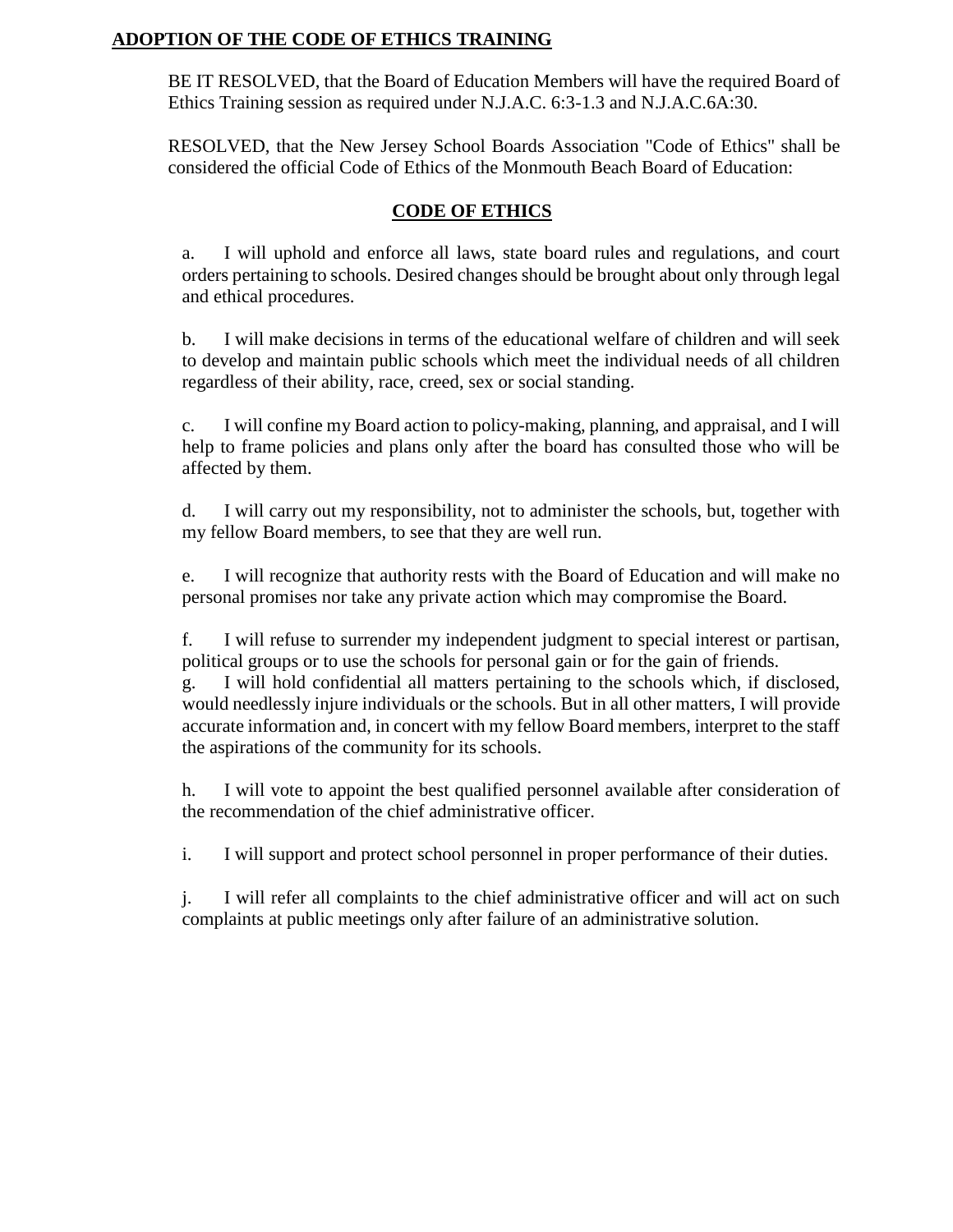**ADOPTION OF THE CODE OF ETHICS TRAINING**

BE IT RESOLVED, that the Board of Education Members will have the required Board of Ethics Training session as required under N.J.A.C. 6:3-1.3 and N.J.A.C.6A:30.

RESOLVED, that the New Jersey School Boards Association "Code of Ethics" shall be considered the official Code of Ethics of the Monmouth Beach Board of Education:

## CODE OF ETHICS

a. I will uphold and enforce all laws, state board rules and regulations, and court orders pertaining to schools. Desired changes should be brought about only through legal and ethical procedures.

b. I will make decisions in terms of the educational welfare of children and will seek to develop and maintain public schools which meet the individual needs of all children regardless of their ability, race, creed, sex or social standing.

c. I will confine my Board action to policy-making, planning, and appraisal, and I will help to frame policies and plans only after the board has consulted those who will be affected by them.

d. I will carry out my responsibility, not to administer the schools, but, together with my fellow Board members, to see that they are well run.

e. I will recognize that authority rests with the Board of Education and will make no personal promises nor take any private action which may compromise the Board.

f. I will refuse to surrender my independent judgment to special interest or partisan, political groups or to use the schools for personal gain or for the gain of friends.

g. I will hold confidential all matters pertaining to the schools which, if disclosed, would needlessly injure individuals or the schools. But in all other matters, I will provide accurate information and, in concert with my fellow Board members, interpret to the staff the aspirations of the community for its schools.

h. I will vote to appoint the best qualified personnel available after consideration of the recommendation of the chief administrative officer.

i. I will support and protect school personnel in proper performance of their duties.

j. I will refer all complaints to the chief administrative officer and will act on such complaints at public meetings only after failure of an administrative solution.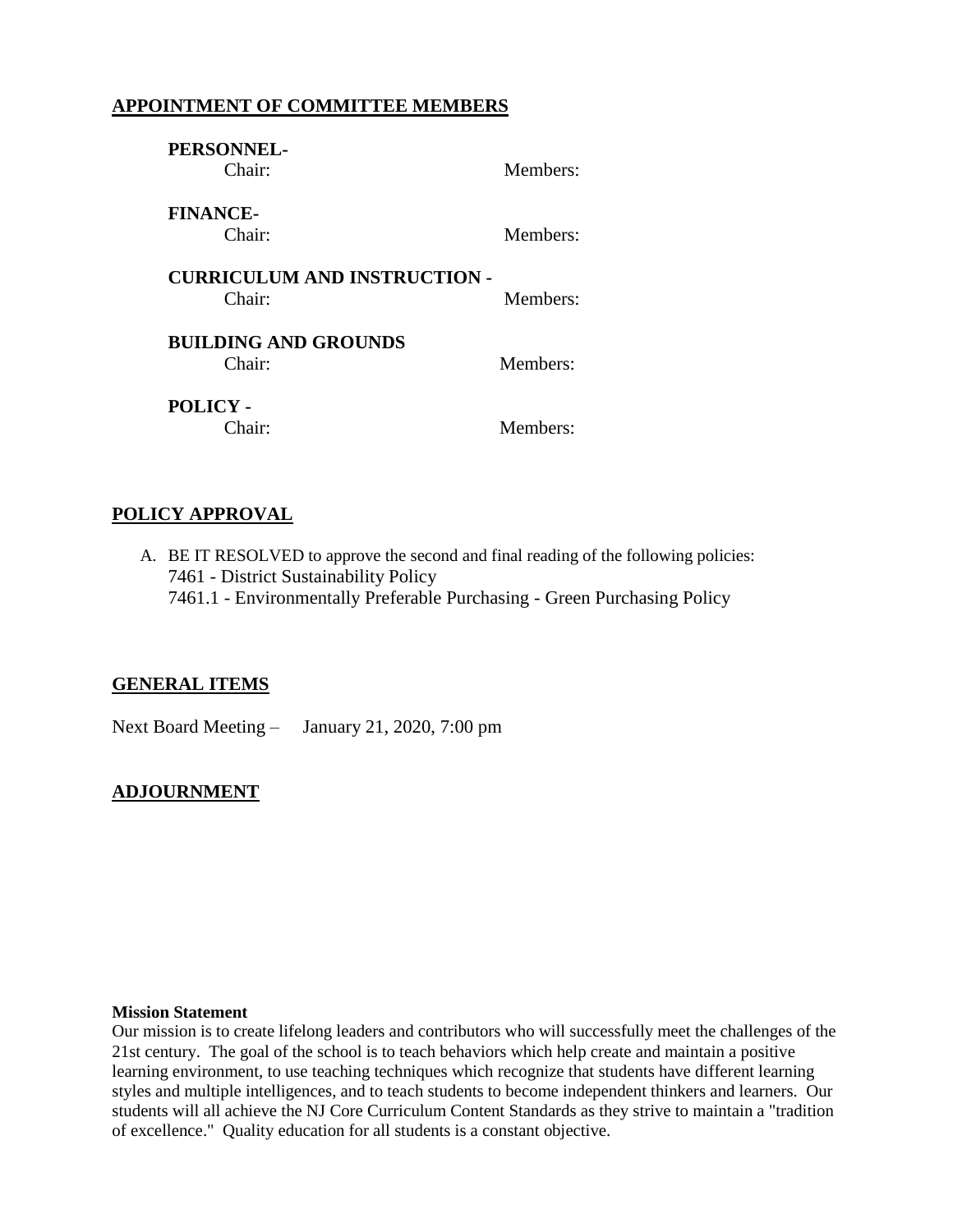## APPOINTMENT OF COMMITTEE MEMBERS

**PERSONNEL-**
Chair: Members:

**FINANCE-**
Chair: Members:

**CURRICULUM AND INSTRUCTION -**
Chair: Members:

**BUILDING AND GROUNDS**
Chair: Members:

**POLICY -**
Chair: Members:

## POLICY APPROVAL

A. BE IT RESOLVED to approve the second and final reading of the following policies:
   7461 - District Sustainability Policy
   7461.1 - Environmentally Preferable Purchasing - Green Purchasing Policy

## GENERAL ITEMS

Next Board Meeting – January 21, 2020, 7:00 pm

## ADJOURNMENT

**Mission Statement**
Our mission is to create lifelong leaders and contributors who will successfully meet the challenges of the 21st century. The goal of the school is to teach behaviors which help create and maintain a positive learning environment, to use teaching techniques which recognize that students have different learning styles and multiple intelligences, and to teach students to become independent thinkers and learners. Our students will all achieve the NJ Core Curriculum Content Standards as they strive to maintain a "tradition of excellence." Quality education for all students is a constant objective.